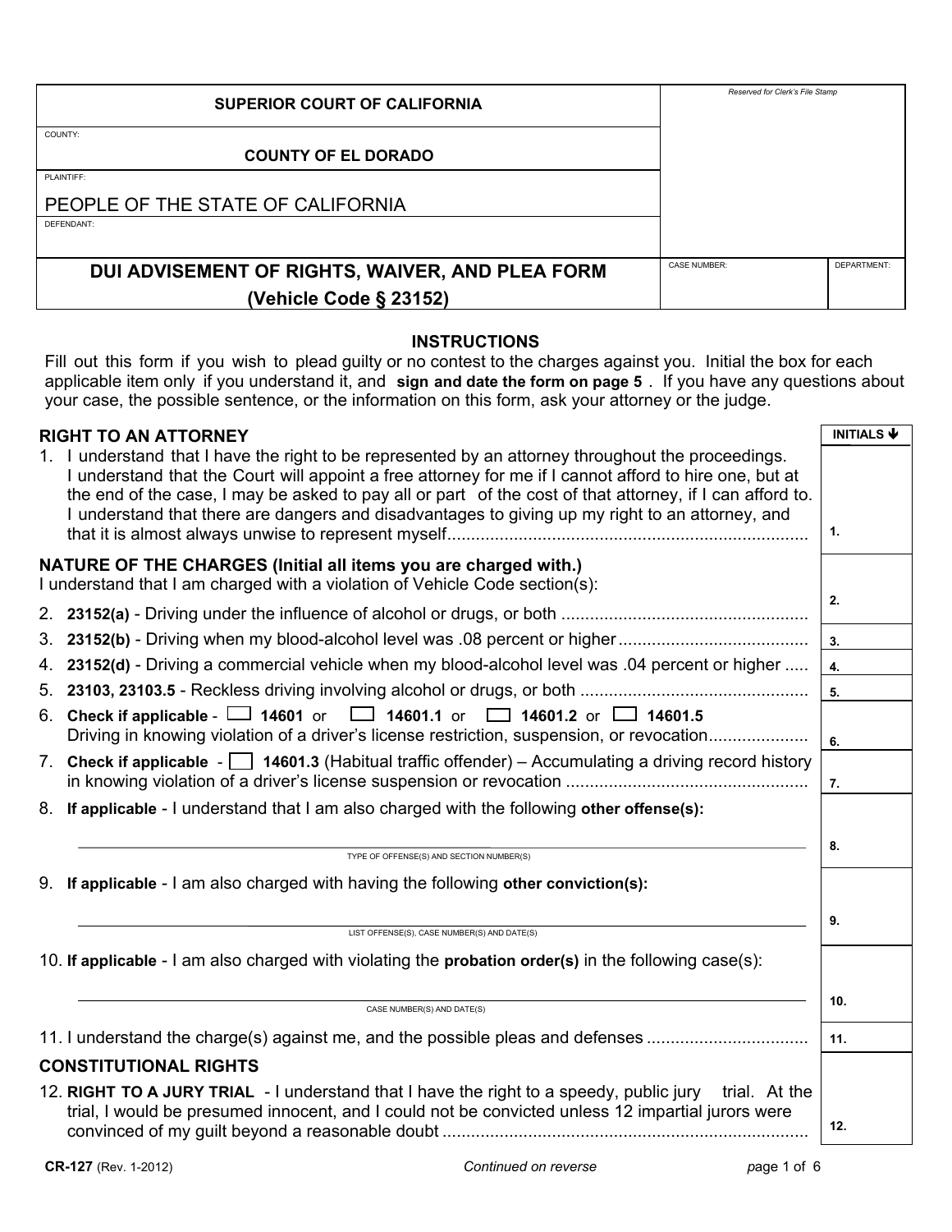| SUPERIOR COURT OF CALIFORNIA | Reserved for Clerk's File Stamp |
|---|---|
| COUNTY: **COUNTY OF EL DORADO** | |
| PLAINTIFF: PEOPLE OF THE STATE OF CALIFORNIA | |
| DEFENDANT: | |
| **DUI ADVISEMENT OF RIGHTS, WAIVER, AND PLEA FORM (Vehicle Code § 23152)** | CASE NUMBER: / DEPARTMENT: |

## INSTRUCTIONS

Fill out this form if you wish to plead guilty or no contest to the charges against you. Initial the box for each applicable item only if you understand it, and **sign and date the form on page 5**. If you have any questions about your case, the possible sentence, or the information on this form, ask your attorney or the judge.

| | INITIALS ↓ |
|---|---|
| **RIGHT TO AN ATTORNEY** | |
| 1. I understand that I have the right to be represented by an attorney throughout the proceedings. I understand that the Court will appoint a free attorney for me if I cannot afford to hire one, but at the end of the case, I may be asked to pay all or part of the cost of that attorney, if I can afford to. I understand that there are dangers and disadvantages to giving up my right to an attorney, and that it is almost always unwise to represent myself........................................................................... | 1. |
| **NATURE OF THE CHARGES (Initial all items you are charged with.)** I understand that I am charged with a violation of Vehicle Code section(s): | 2. |
| 2. **23152(a)** - Driving under the influence of alcohol or drugs, or both ................................................... | |
| 3. **23152(b)** - Driving when my blood-alcohol level was .08 percent or higher........................................ | 3. |
| 4. **23152(d)** - Driving a commercial vehicle when my blood-alcohol level was .04 percent or higher ..... | 4. |
| 5. **23103, 23103.5** - Reckless driving involving alcohol or drugs, or both ............................................... | 5. |
| 6. **Check if applicable** - ☐ **14601** or ☐ **14601.1** or ☐ **14601.2** or ☐ **14601.5** Driving in knowing violation of a driver's license restriction, suspension, or revocation.................... | 6. |
| 7. **Check if applicable** - ☐ **14601.3** (Habitual traffic offender) – Accumulating a driving record history in knowing violation of a driver's license suspension or revocation .................................................. | 7. |
| 8. **If applicable** - I understand that I am also charged with the following **other offense(s):** ______________________ TYPE OF OFFENSE(S) AND SECTION NUMBER(S) | 8. |
| 9. **If applicable** - I am also charged with having the following **other conviction(s):** ______________________ LIST OFFENSE(S), CASE NUMBER(S) AND DATE(S) | 9. |
| 10. **If applicable** - I am also charged with violating the **probation order(s)** in the following case(s): ______________________ CASE NUMBER(S) AND DATE(S) | 10. |
| 11. I understand the charge(s) against me, and the possible pleas and defenses ................................. | 11. |
| **CONSTITUTIONAL RIGHTS** | |
| 12. **RIGHT TO A JURY TRIAL** - I understand that I have the right to a speedy, public jury trial. At the trial, I would be presumed innocent, and I could not be convicted unless 12 impartial jurors were convinced of my guilt beyond a reasonable doubt ............................................................................ | 12. |

CR-127 (Rev. 1-2012) *Continued on reverse*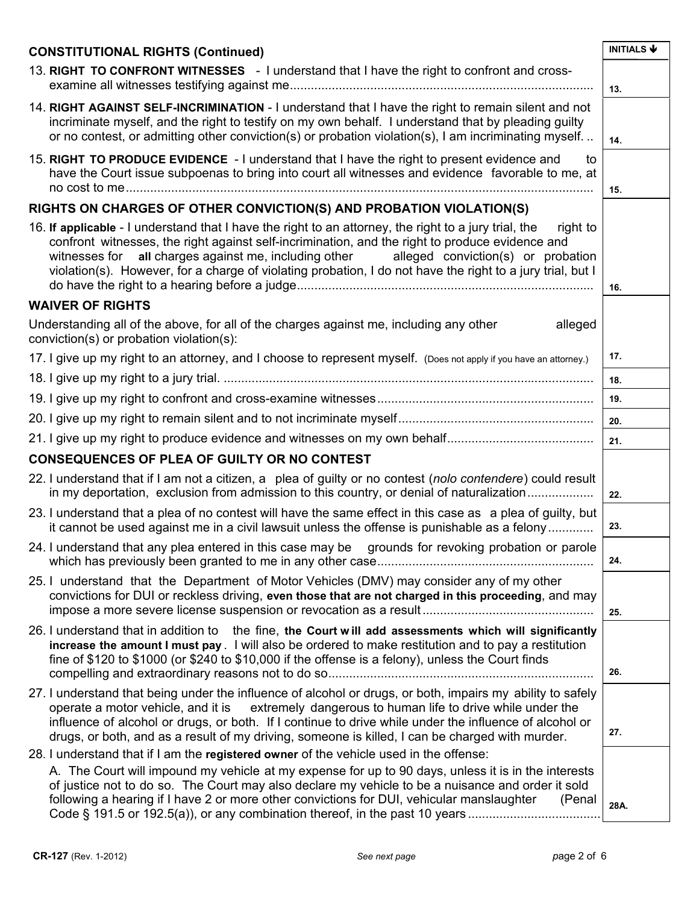## CONSTITUTIONAL RIGHTS (Continued)

| | INITIALS ↓ |
|---|---|
| 13. **RIGHT TO CONFRONT WITNESSES** - I understand that I have the right to confront and cross-examine all witnesses testifying against me | 13. |
| 14. **RIGHT AGAINST SELF-INCRIMINATION** - I understand that I have the right to remain silent and not incriminate myself, and the right to testify on my own behalf. I understand that by pleading guilty or no contest, or admitting other conviction(s) or probation violation(s), I am incriminating myself. | 14. |
| 15. **RIGHT TO PRODUCE EVIDENCE** - I understand that I have the right to present evidence and to have the Court issue subpoenas to bring into court all witnesses and evidence favorable to me, at no cost to me | 15. |
| **RIGHTS ON CHARGES OF OTHER CONVICTION(S) AND PROBATION VIOLATION(S)** | |
| 16. **If applicable** - I understand that I have the right to an attorney, the right to a jury trial, the right to confront witnesses, the right against self-incrimination, and the right to produce evidence and witnesses for **all** charges against me, including other alleged conviction(s) or probation violation(s). However, for a charge of violating probation, I do not have the right to a jury trial, but I do have the right to a hearing before a judge | 16. |
| **WAIVER OF RIGHTS** | |
| Understanding all of the above, for all of the charges against me, including any other alleged conviction(s) or probation violation(s): | |
| 17. I give up my right to an attorney, and I choose to represent myself. (Does not apply if you have an attorney.) | 17. |
| 18. I give up my right to a jury trial. | 18. |
| 19. I give up my right to confront and cross-examine witnesses | 19. |
| 20. I give up my right to remain silent and to not incriminate myself | 20. |
| 21. I give up my right to produce evidence and witnesses on my own behalf | 21. |
| **CONSEQUENCES OF PLEA OF GUILTY OR NO CONTEST** | |
| 22. I understand that if I am not a citizen, a plea of guilty or no contest (*nolo contendere*) could result in my deportation, exclusion from admission to this country, or denial of naturalization | 22. |
| 23. I understand that a plea of no contest will have the same effect in this case as a plea of guilty, but it cannot be used against me in a civil lawsuit unless the offense is punishable as a felony | 23. |
| 24. I understand that any plea entered in this case may be grounds for revoking probation or parole which has previously been granted to me in any other case | 24. |
| 25. I understand that the Department of Motor Vehicles (DMV) may consider any of my other convictions for DUI or reckless driving, **even those that are not charged in this proceeding**, and may impose a more severe license suspension or revocation as a result | 25. |
| 26. I understand that in addition to the fine, **the Court will add assessments which will significantly increase the amount I must pay**. I will also be ordered to make restitution and to pay a restitution fine of $120 to $1000 (or $240 to $10,000 if the offense is a felony), unless the Court finds compelling and extraordinary reasons not to do so | 26. |
| 27. I understand that being under the influence of alcohol or drugs, or both, impairs my ability to safely operate a motor vehicle, and it is extremely dangerous to human life to drive while under the influence of alcohol or drugs, or both. If I continue to drive while under the influence of alcohol or drugs, or both, and as a result of my driving, someone is killed, I can be charged with murder. | 27. |
| 28. I understand that if I am the **registered owner** of the vehicle used in the offense:<br>A. The Court will impound my vehicle at my expense for up to 90 days, unless it is in the interests of justice not to do so. The Court may also declare my vehicle to be a nuisance and order it sold following a hearing if I have 2 or more other convictions for DUI, vehicular manslaughter (Penal Code § 191.5 or 192.5(a)), or any combination thereof, in the past 10 years | 28A. |

CR-127 (Rev. 1-2012) — See next page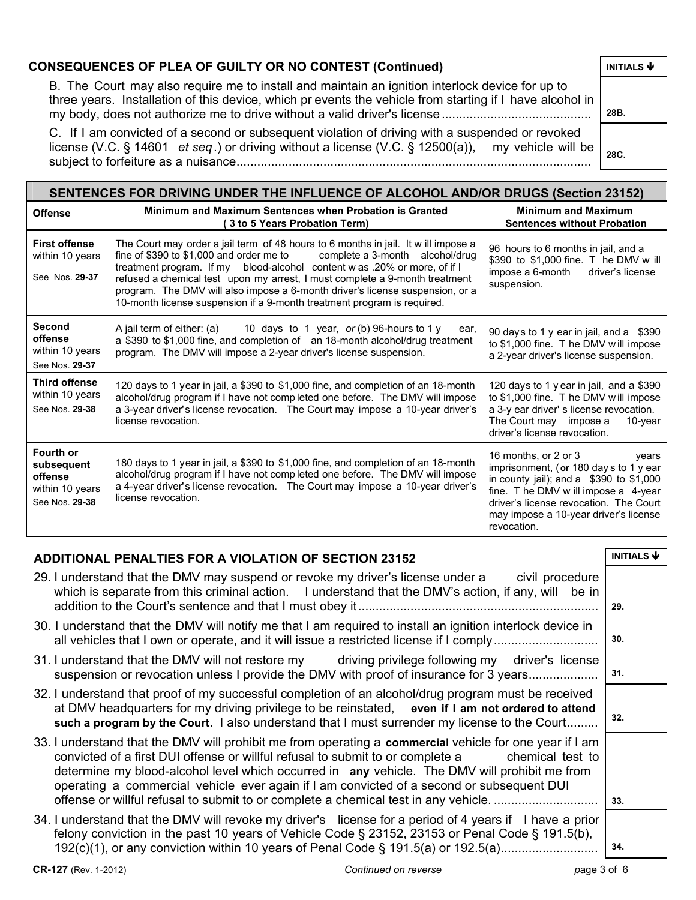## CONSEQUENCES OF PLEA OF GUILTY OR NO CONTEST (Continued)

| | INITIALS ↓ |
|---|---|
| B. The Court may also require me to install and maintain an ignition interlock device for up to three years. Installation of this device, which prevents the vehicle from starting if I have alcohol in my body, does not authorize me to drive without a valid driver's license | 28B. |
| C. If I am convicted of a second or subsequent violation of driving with a suspended or revoked license (V.C. § 14601 *et seq*.) or driving without a license (V.C. § 12500(a)), my vehicle will be subject to forfeiture as a nuisance | 28C. |

## SENTENCES FOR DRIVING UNDER THE INFLUENCE OF ALCOHOL AND/OR DRUGS (Section 23152)

| Offense | Minimum and Maximum Sentences when Probation is Granted (3 to 5 Years Probation Term) | Minimum and Maximum Sentences without Probation |
|---|---|---|
| **First offense** within 10 years<br>See Nos. **29-37** | The Court may order a jail term of 48 hours to 6 months in jail. It will impose a fine of $390 to $1,000 and order me to complete a 3-month alcohol/drug treatment program. If my blood-alcohol content was .20% or more, of if I refused a chemical test upon my arrest, I must complete a 9-month treatment program. The DMV will also impose a 6-month driver's license suspension, or a 10-month license suspension if a 9-month treatment program is required. | 96 hours to 6 months in jail, and a $390 to $1,000 fine. The DMV will impose a 6-month driver's license suspension. |
| **Second offense** within 10 years<br>See Nos. **29-37** | A jail term of either: (a) 10 days to 1 year, *or* (b) 96-hours to 1 year, a $390 to $1,000 fine, and completion of an 18-month alcohol/drug treatment program. The DMV will impose a 2-year driver's license suspension. | 90 days to 1 year in jail, and a $390 to $1,000 fine. The DMV will impose a 2-year driver's license suspension. |
| **Third offense** within 10 years<br>See Nos. **29-38** | 120 days to 1 year in jail, a $390 to $1,000 fine, and completion of an 18-month alcohol/drug program if I have not completed one before. The DMV will impose a 3-year driver's license revocation. The Court may impose a 10-year driver's license revocation. | 120 days to 1 year in jail, and a $390 to $1,000 fine. The DMV will impose a 3-year driver's license revocation. The Court may impose a 10-year driver's license revocation. |
| **Fourth or subsequent offense** within 10 years<br>See Nos. **29-38** | 180 days to 1 year in jail, a $390 to $1,000 fine, and completion of an 18-month alcohol/drug program if I have not completed one before. The DMV will impose a 4-year driver's license revocation. The Court may impose a 10-year driver's license revocation. | 16 months, or 2 or 3 years imprisonment, (**or** 180 days to 1 year in county jail); and a $390 to $1,000 fine. The DMV will impose a 4-year driver's license revocation. The Court may impose a 10-year driver's license revocation. |

## ADDITIONAL PENALTIES FOR A VIOLATION OF SECTION 23152

| | INITIALS ↓ |
|---|---|
| 29. I understand that the DMV may suspend or revoke my driver's license under a civil procedure which is separate from this criminal action. I understand that the DMV's action, if any, will be in addition to the Court's sentence and that I must obey it | 29. |
| 30. I understand that the DMV will notify me that I am required to install an ignition interlock device in all vehicles that I own or operate, and it will issue a restricted license if I comply | 30. |
| 31. I understand that the DMV will not restore my driving privilege following my driver's license suspension or revocation unless I provide the DMV with proof of insurance for 3 years | 31. |
| 32. I understand that proof of my successful completion of an alcohol/drug program must be received at DMV headquarters for my driving privilege to be reinstated, **even if I am not ordered to attend such a program by the Court**. I also understand that I must surrender my license to the Court | 32. |
| 33. I understand that the DMV will prohibit me from operating a **commercial** vehicle for one year if I am convicted of a first DUI offense or willful refusal to submit to or complete a chemical test to determine my blood-alcohol level which occurred in **any** vehicle. The DMV will prohibit me from operating a commercial vehicle ever again if I am convicted of a second or subsequent DUI offense or willful refusal to submit to or complete a chemical test in any vehicle. | 33. |
| 34. I understand that the DMV will revoke my driver's license for a period of 4 years if I have a prior felony conviction in the past 10 years of Vehicle Code § 23152, 23153 or Penal Code § 191.5(b), 192(c)(1), or any conviction within 10 years of Penal Code § 191.5(a) or 192.5(a) | 34. |

**CR-127** (Rev. 1-2012) *Continued on reverse*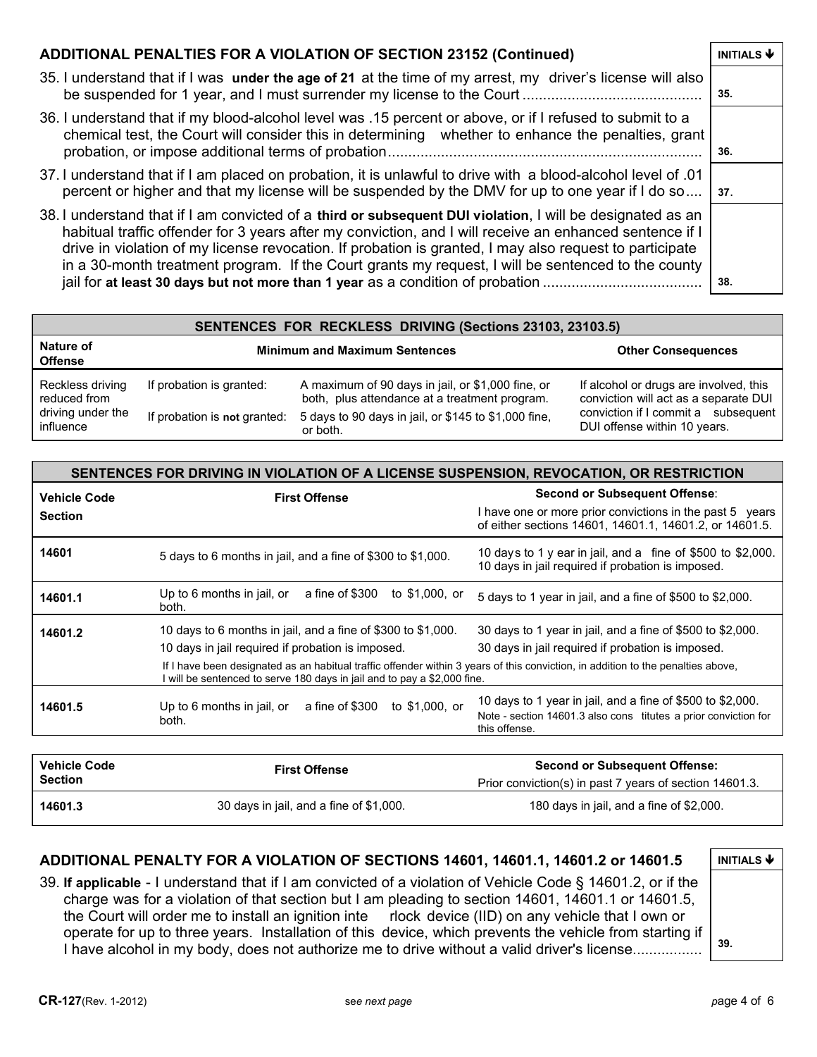## ADDITIONAL PENALTIES FOR A VIOLATION OF SECTION 23152 (Continued)

| | INITIALS ↓ |
|---|---|
| 35. I understand that if I was **under the age of 21** at the time of my arrest, my driver's license will also be suspended for 1 year, and I must surrender my license to the Court ........................................... | 35. |
| 36. I understand that if my blood-alcohol level was .15 percent or above, or if I refused to submit to a chemical test, the Court will consider this in determining whether to enhance the penalties, grant probation, or impose additional terms of probation............................................................................ | 36. |
| 37. I understand that if I am placed on probation, it is unlawful to drive with a blood-alcohol level of .01 percent or higher and that my license will be suspended by the DMV for up to one year if I do so.... | 37. |
| 38. I understand that if I am convicted of a **third or subsequent DUI violation**, I will be designated as an habitual traffic offender for 3 years after my conviction, and I will receive an enhanced sentence if I drive in violation of my license revocation. If probation is granted, I may also request to participate in a 30-month treatment program. If the Court grants my request, I will be sentenced to the county jail for **at least 30 days but not more than 1 year** as a condition of probation ....................................... | 38. |

| SENTENCES FOR RECKLESS DRIVING (Sections 23103, 23103.5) | | | |
|---|---|---|---|
| **Nature of Offense** | **Minimum and Maximum Sentences** | | **Other Consequences** |
| Reckless driving reduced from driving under the influence | If probation is granted: | A maximum of 90 days in jail, or $1,000 fine, or both, plus attendance at a treatment program. | If alcohol or drugs are involved, this conviction will act as a separate DUI conviction if I commit a subsequent DUI offense within 10 years. |
| | If probation is **not** granted: | 5 days to 90 days in jail, or $145 to $1,000 fine, or both. | |

| SENTENCES FOR DRIVING IN VIOLATION OF A LICENSE SUSPENSION, REVOCATION, OR RESTRICTION | | |
|---|---|---|
| **Vehicle Code Section** | **First Offense** | **Second or Subsequent Offense**: I have one or more prior convictions in the past 5 years of either sections 14601, 14601.1, 14601.2, or 14601.5. |
| **14601** | 5 days to 6 months in jail, and a fine of $300 to $1,000. | 10 days to 1 year in jail, and a fine of $500 to $2,000. 10 days in jail required if probation is imposed. |
| **14601.1** | Up to 6 months in jail, or a fine of $300 to $1,000, or both. | 5 days to 1 year in jail, and a fine of $500 to $2,000. |
| **14601.2** | 10 days to 6 months in jail, and a fine of $300 to $1,000. 10 days in jail required if probation is imposed. | 30 days to 1 year in jail, and a fine of $500 to $2,000. 30 days in jail required if probation is imposed. |
| | If I have been designated as an habitual traffic offender within 3 years of this conviction, in addition to the penalties above, I will be sentenced to serve 180 days in jail and to pay a $2,000 fine. | |
| **14601.5** | Up to 6 months in jail, or a fine of $300 to $1,000, or both. | 10 days to 1 year in jail, and a fine of $500 to $2,000. Note - section 14601.3 also constitutes a prior conviction for this offense. |

| **Vehicle Code Section** | **First Offense** | **Second or Subsequent Offense:** Prior conviction(s) in past 7 years of section 14601.3. |
|---|---|---|
| **14601.3** | 30 days in jail, and a fine of $1,000. | 180 days in jail, and a fine of $2,000. |

## ADDITIONAL PENALTY FOR A VIOLATION OF SECTIONS 14601, 14601.1, 14601.2 or 14601.5

| | INITIALS ↓ |
|---|---|
| 39. **If applicable** - I understand that if I am convicted of a violation of Vehicle Code § 14601.2, or if the charge was for a violation of that section but I am pleading to section 14601, 14601.1 or 14601.5, the Court will order me to install an ignition interlock device (IID) on any vehicle that I own or operate for up to three years. Installation of this device, which prevents the vehicle from starting if I have alcohol in my body, does not authorize me to drive without a valid driver's license................. | 39. |

**CR-127**(Rev. 1-2012) see *next page*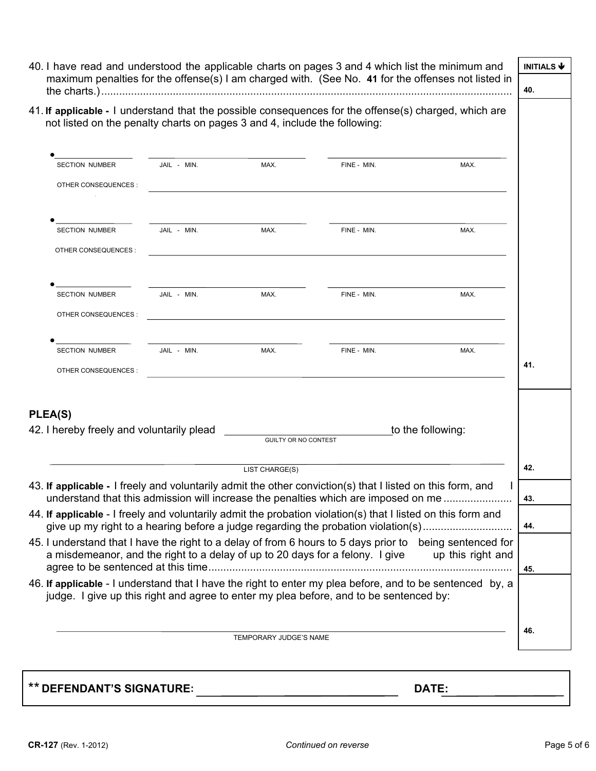| | INITIALS ↓ |
|---|---|
| 40. I have read and understood the applicable charts on pages 3 and 4 which list the minimum and maximum penalties for the offense(s) I am charged with. (See No. **41** for the offenses not listed in the charts.)........................................................................................................................................ | 40. |

41. **If applicable -** I understand that the possible consequences for the offense(s) charged, which are not listed on the penalty charts on pages 3 and 4, include the following:

- \_\_\_\_\_\_\_\_\_\_\_\_\_\_\_ \_\_\_\_\_\_\_\_\_\_\_\_\_\_\_\_\_\_\_\_\_\_\_\_\_\_\_\_ \_\_\_\_\_\_\_\_\_\_\_\_\_\_\_\_\_\_\_\_\_\_\_\_\_\_\_\_\_\_\_
  SECTION NUMBER JAIL - MIN. MAX. FINE - MIN. MAX.
  OTHER CONSEQUENCES : \_\_\_\_\_\_\_\_\_\_\_\_\_\_\_\_\_\_\_\_\_\_\_\_\_\_\_\_\_\_\_\_\_\_\_\_\_\_\_\_\_\_\_\_\_\_\_\_\_\_\_\_\_\_

- \_\_\_\_\_\_\_\_\_\_\_\_\_\_\_ \_\_\_\_\_\_\_\_\_\_\_\_\_\_\_\_\_\_\_\_\_\_\_\_\_\_\_\_ \_\_\_\_\_\_\_\_\_\_\_\_\_\_\_\_\_\_\_\_\_\_\_\_\_\_\_\_\_\_\_
  SECTION NUMBER JAIL - MIN. MAX. FINE - MIN. MAX.
  OTHER CONSEQUENCES : \_\_\_\_\_\_\_\_\_\_\_\_\_\_\_\_\_\_\_\_\_\_\_\_\_\_\_\_\_\_\_\_\_\_\_\_\_\_\_\_\_\_\_\_\_\_\_\_\_\_\_\_\_\_

- \_\_\_\_\_\_\_\_\_\_\_\_\_\_\_ \_\_\_\_\_\_\_\_\_\_\_\_\_\_\_\_\_\_\_\_\_\_\_\_\_\_\_\_ \_\_\_\_\_\_\_\_\_\_\_\_\_\_\_\_\_\_\_\_\_\_\_\_\_\_\_\_\_\_\_
  SECTION NUMBER JAIL - MIN. MAX. FINE - MIN. MAX.
  OTHER CONSEQUENCES : \_\_\_\_\_\_\_\_\_\_\_\_\_\_\_\_\_\_\_\_\_\_\_\_\_\_\_\_\_\_\_\_\_\_\_\_\_\_\_\_\_\_\_\_\_\_\_\_\_\_\_\_\_\_

- \_\_\_\_\_\_\_\_\_\_\_\_\_\_\_ \_\_\_\_\_\_\_\_\_\_\_\_\_\_\_\_\_\_\_\_\_\_\_\_\_\_\_\_ \_\_\_\_\_\_\_\_\_\_\_\_\_\_\_\_\_\_\_\_\_\_\_\_\_\_\_\_\_\_\_
  SECTION NUMBER JAIL - MIN. MAX. FINE - MIN. MAX.
  OTHER CONSEQUENCES : \_\_\_\_\_\_\_\_\_\_\_\_\_\_\_\_\_\_\_\_\_\_\_\_\_\_\_\_\_\_\_\_\_\_\_\_\_\_\_\_\_\_\_\_\_\_\_\_\_\_\_\_\_\_

41.

## PLEA(S)

| | |
|---|---|
| 42. I hereby freely and voluntarily plead \_\_\_\_\_\_\_\_\_\_\_\_\_\_\_\_\_\_\_\_\_\_\_\_\_\_\_\_ (GUILTY OR NO CONTEST) to the following: \_\_\_\_\_\_\_\_\_\_\_\_\_\_\_\_\_\_\_\_\_\_\_\_\_\_\_\_\_\_\_\_\_\_\_\_\_\_\_\_\_\_\_\_\_\_\_\_\_\_\_\_\_\_\_\_ (LIST CHARGE(S)) | 42. |
| 43. **If applicable -** I freely and voluntarily admit the other conviction(s) that I listed on this form, and I understand that this admission will increase the penalties which are imposed on me ....................... | 43. |
| 44. **If applicable** - I freely and voluntarily admit the probation violation(s) that I listed on this form and give up my right to a hearing before a judge regarding the probation violation(s)............................. | 44. |
| 45. I understand that I have the right to a delay of from 6 hours to 5 days prior to being sentenced for a misdemeanor, and the right to a delay of up to 20 days for a felony. I give up this right and agree to be sentenced at this time.................................................................................................... | 45. |
| 46. **If applicable** - I understand that I have the right to enter my plea before, and to be sentenced by, a judge. I give up this right and agree to enter my plea before, and to be sentenced by: \_\_\_\_\_\_\_\_\_\_\_\_\_\_\_\_\_\_\_\_\_\_\_\_\_\_\_\_\_\_\_\_\_\_\_\_\_\_\_\_\_\_\_\_\_\_\_\_\_\_\_\_\_\_\_\_ (TEMPORARY JUDGE'S NAME) | 46. |

**\*\* DEFENDANT'S SIGNATURE:** \_\_\_\_\_\_\_\_\_\_\_\_\_\_\_\_\_\_\_\_\_\_\_\_\_\_\_\_\_\_\_\_ **DATE:** \_\_\_\_\_\_\_\_\_\_\_\_\_\_\_\_\_\_

**CR-127** (Rev. 1-2012) *Continued on reverse*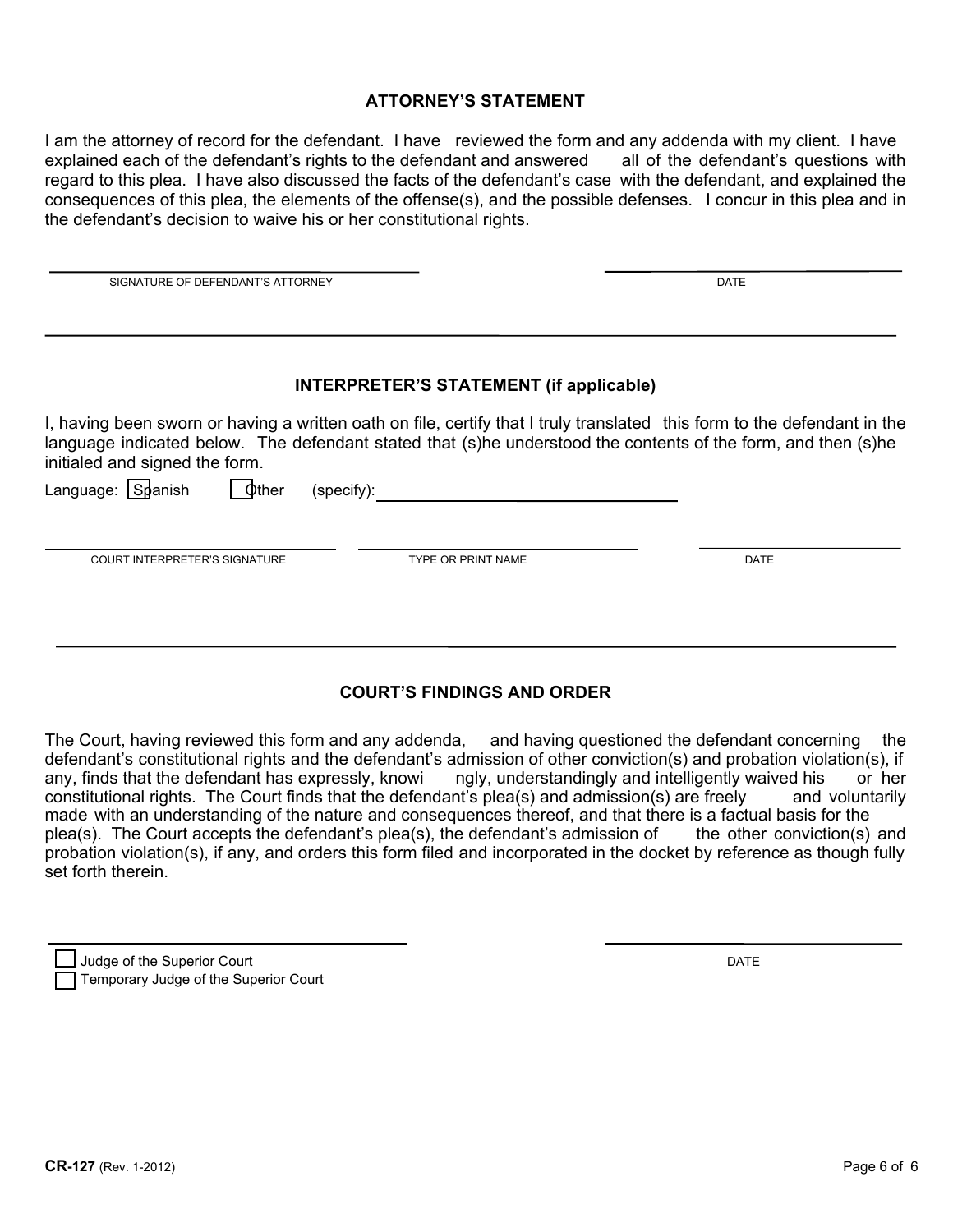## ATTORNEY'S STATEMENT

I am the attorney of record for the defendant. I have reviewed the form and any addenda with my client. I have explained each of the defendant's rights to the defendant and answered all of the defendant's questions with regard to this plea. I have also discussed the facts of the defendant's case with the defendant, and explained the consequences of this plea, the elements of the offense(s), and the possible defenses. I concur in this plea and in the defendant's decision to waive his or her constitutional rights.

SIGNATURE OF DEFENDANT'S ATTORNEY ____________________ DATE ____________

## INTERPRETER'S STATEMENT (if applicable)

I, having been sworn or having a written oath on file, certify that I truly translated this form to the defendant in the language indicated below. The defendant stated that (s)he understood the contents of the form, and then (s)he initialed and signed the form.

Language: ☐ Spanish ☐ Other (specify): ____________________

COURT INTERPRETER'S SIGNATURE ____________ TYPE OR PRINT NAME ____________ DATE ____________

## COURT'S FINDINGS AND ORDER

The Court, having reviewed this form and any addenda, and having questioned the defendant concerning the defendant's constitutional rights and the defendant's admission of other conviction(s) and probation violation(s), if any, finds that the defendant has expressly, knowingly, understandingly and intelligently waived his or her constitutional rights. The Court finds that the defendant's plea(s) and admission(s) are freely and voluntarily made with an understanding of the nature and consequences thereof, and that there is a factual basis for the plea(s). The Court accepts the defendant's plea(s), the defendant's admission of the other conviction(s) and probation violation(s), if any, and orders this form filed and incorporated in the docket by reference as though fully set forth therein.

____________________ DATE ____________

☐ Judge of the Superior Court
☐ Temporary Judge of the Superior Court

CR-127 (Rev. 1-2012)